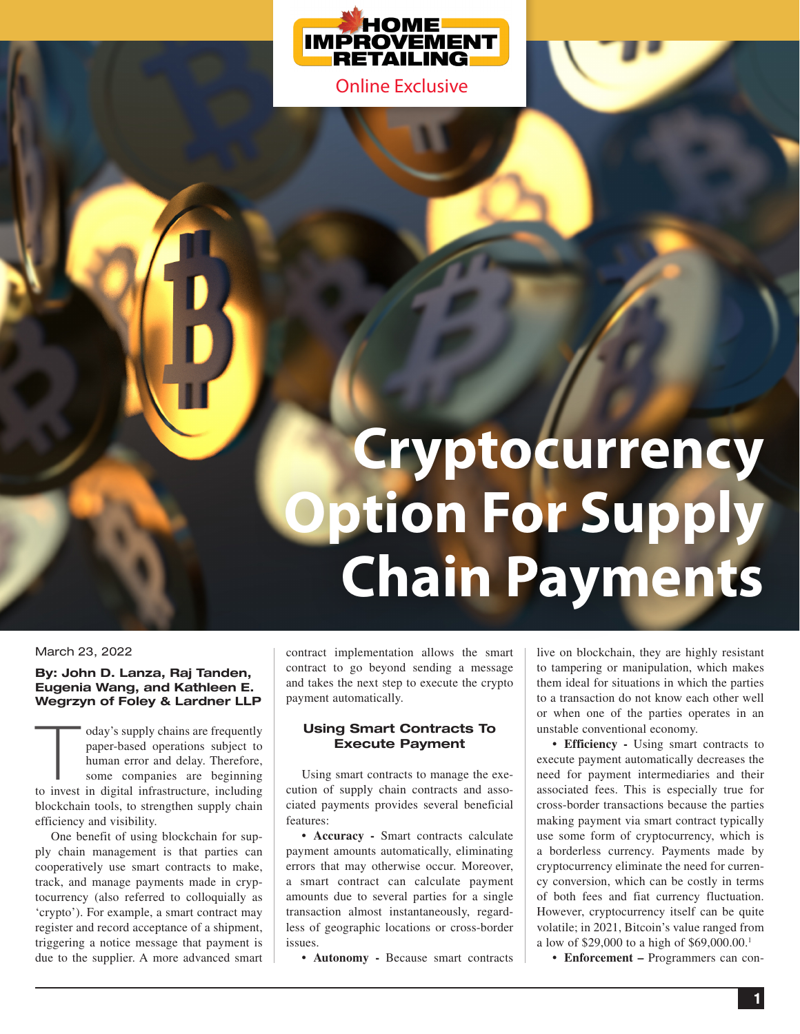Home Improvement Retailing

Online Exclusive

# Cryptocurrency Option For Supply Chain Payments

March 23, 2022

**By: John D. Lanza, Raj Tanden, Eugenia Wang, and Kathleen E. Wegrzyn of Foley & Lardner LLP**

Today's supply chains are frequently paper-based operations subject to human error and delay. Therefore, some companies are beginning to invest in digital infrastructure, including blockchain tools, to strengthen supply chain efficiency and visibility.

One benefit of using blockchain for supply chain management is that parties can cooperatively use smart contracts to make, track, and manage payments made in cryptocurrency (also referred to colloquially as 'crypto'). For example, a smart contract may register and record acceptance of a shipment, triggering a notice message that payment is due to the supplier. A more advanced smart contract implementation allows the smart contract to go beyond sending a message and takes the next step to execute the crypto payment automatically.

## Using Smart Contracts To Execute Payment

Using smart contracts to manage the execution of supply chain contracts and associated payments provides several beneficial features:

- **Accuracy -** Smart contracts calculate payment amounts automatically, eliminating errors that may otherwise occur. Moreover, a smart contract can calculate payment amounts due to several parties for a single transaction almost instantaneously, regardless of geographic locations or cross-border issues.
- **Autonomy -** Because smart contracts live on blockchain, they are highly resistant to tampering or manipulation, which makes them ideal for situations in which the parties to a transaction do not know each other well or when one of the parties operates in an unstable conventional economy.
- **Efficiency -** Using smart contracts to execute payment automatically decreases the need for payment intermediaries and their associated fees. This is especially true for cross-border transactions because the parties making payment via smart contract typically use some form of cryptocurrency, which is a borderless currency. Payments made by cryptocurrency eliminate the need for currency conversion, which can be costly in terms of both fees and fiat currency fluctuation. However, cryptocurrency itself can be quite volatile; in 2021, Bitcoin's value ranged from a low of $29,000 to a high of $69,000.00.[1]
- **Enforcement –** Programmers can con-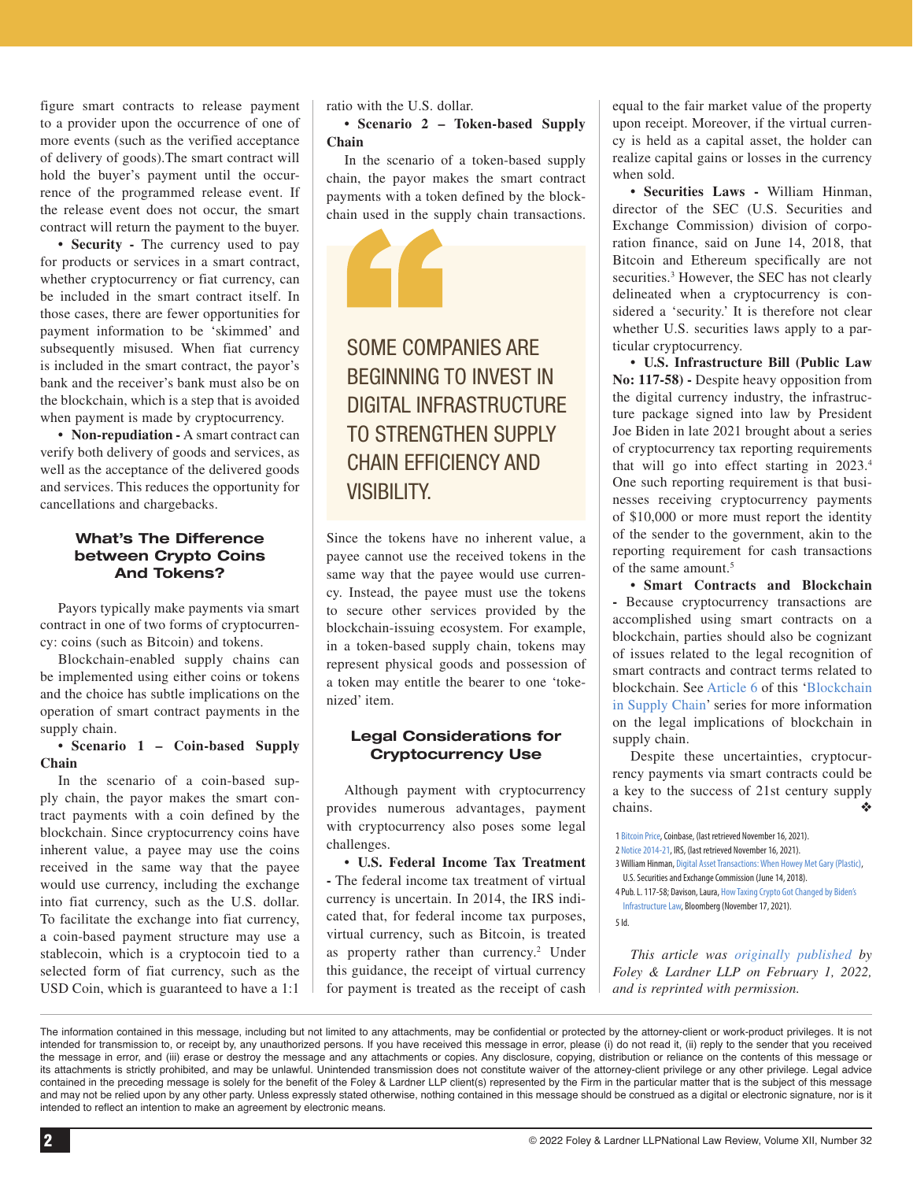figure smart contracts to release payment to a provider upon the occurrence of one of more events (such as the verified acceptance of delivery of goods).The smart contract will hold the buyer's payment until the occurrence of the programmed release event. If the release event does not occur, the smart contract will return the payment to the buyer.

- **Security -** The currency used to pay for products or services in a smart contract, whether cryptocurrency or fiat currency, can be included in the smart contract itself. In those cases, there are fewer opportunities for payment information to be 'skimmed' and subsequently misused. When fiat currency is included in the smart contract, the payor's bank and the receiver's bank must also be on the blockchain, which is a step that is avoided when payment is made by cryptocurrency.
- **Non-repudiation -** A smart contract can verify both delivery of goods and services, as well as the acceptance of the delivered goods and services. This reduces the opportunity for cancellations and chargebacks.

### What's The Difference between Crypto Coins And Tokens?

Payors typically make payments via smart contract in one of two forms of cryptocurrency: coins (such as Bitcoin) and tokens.

Blockchain-enabled supply chains can be implemented using either coins or tokens and the choice has subtle implications on the operation of smart contract payments in the supply chain.

- **Scenario 1 – Coin-based Supply Chain**

In the scenario of a coin-based supply chain, the payor makes the smart contract payments with a coin defined by the blockchain. Since cryptocurrency coins have inherent value, a payee may use the coins received in the same way that the payee would use currency, including the exchange into fiat currency, such as the U.S. dollar. To facilitate the exchange into fiat currency, a coin-based payment structure may use a stablecoin, which is a cryptocoin tied to a selected form of fiat currency, such as the USD Coin, which is guaranteed to have a 1:1 ratio with the U.S. dollar.

- **Scenario 2 – Token-based Supply Chain**

In the scenario of a token-based supply chain, the payor makes the smart contract payments with a token defined by the blockchain used in the supply chain transactions.

> SOME COMPANIES ARE BEGINNING TO INVEST IN DIGITAL INFRASTRUCTURE TO STRENGTHEN SUPPLY CHAIN EFFICIENCY AND VISIBILITY.

Since the tokens have no inherent value, a payee cannot use the received tokens in the same way that the payee would use currency. Instead, the payee must use the tokens to secure other services provided by the blockchain-issuing ecosystem. For example, in a token-based supply chain, tokens may represent physical goods and possession of a token may entitle the bearer to one 'tokenized' item.

### Legal Considerations for Cryptocurrency Use

Although payment with cryptocurrency provides numerous advantages, payment with cryptocurrency also poses some legal challenges.

- **U.S. Federal Income Tax Treatment -** The federal income tax treatment of virtual currency is uncertain. In 2014, the IRS indicated that, for federal income tax purposes, virtual currency, such as Bitcoin, is treated as property rather than currency.[2] Under this guidance, the receipt of virtual currency for payment is treated as the receipt of cash equal to the fair market value of the property upon receipt. Moreover, if the virtual currency is held as a capital asset, the holder can realize capital gains or losses in the currency when sold.
- **Securities Laws -** William Hinman, director of the SEC (U.S. Securities and Exchange Commission) division of corporation finance, said on June 14, 2018, that Bitcoin and Ethereum specifically are not securities.[3] However, the SEC has not clearly delineated when a cryptocurrency is considered a 'security.' It is therefore not clear whether U.S. securities laws apply to a particular cryptocurrency.
- **U.S. Infrastructure Bill (Public Law No: 117-58) -** Despite heavy opposition from the digital currency industry, the infrastructure package signed into law by President Joe Biden in late 2021 brought about a series of cryptocurrency tax reporting requirements that will go into effect starting in 2023.[4] One such reporting requirement is that businesses receiving cryptocurrency payments of $10,000 or more must report the identity of the sender to the government, akin to the reporting requirement for cash transactions of the same amount.[5]
- **Smart Contracts and Blockchain -** Because cryptocurrency transactions are accomplished using smart contracts on a blockchain, parties should also be cognizant of issues related to the legal recognition of smart contracts and contract terms related to blockchain. See Article 6 of this 'Blockchain in Supply Chain' series for more information on the legal implications of blockchain in supply chain.

Despite these uncertainties, cryptocurrency payments via smart contracts could be a key to the success of 21st century supply chains. ❖

1 Bitcoin Price, Coinbase, (last retrieved November 16, 2021).
2 Notice 2014-21, IRS, (last retrieved November 16, 2021).
3 William Hinman, Digital Asset Transactions: When Howey Met Gary (Plastic), U.S. Securities and Exchange Commission (June 14, 2018).
4 Pub. L. 117-58; Davison, Laura, How Taxing Crypto Got Changed by Biden's Infrastructure Law, Bloomberg (November 17, 2021).
5 Id.

*This article was originally published by Foley & Lardner LLP on February 1, 2022, and is reprinted with permission.*

The information contained in this message, including but not limited to any attachments, may be confidential or protected by the attorney-client or work-product privileges. It is not intended for transmission to, or receipt by, any unauthorized persons. If you have received this message in error, please (i) do not read it, (ii) reply to the sender that you received the message in error, and (iii) erase or destroy the message and any attachments or copies. Any disclosure, copying, distribution or reliance on the contents of this message or its attachments is strictly prohibited, and may be unlawful. Unintended transmission does not constitute waiver of the attorney-client privilege or any other privilege. Legal advice contained in the preceding message is solely for the benefit of the Foley & Lardner LLP client(s) represented by the Firm in the particular matter that is the subject of this message and may not be relied upon by any other party. Unless expressly stated otherwise, nothing contained in this message should be construed as a digital or electronic signature, nor is it intended to reflect an intention to make an agreement by electronic means.